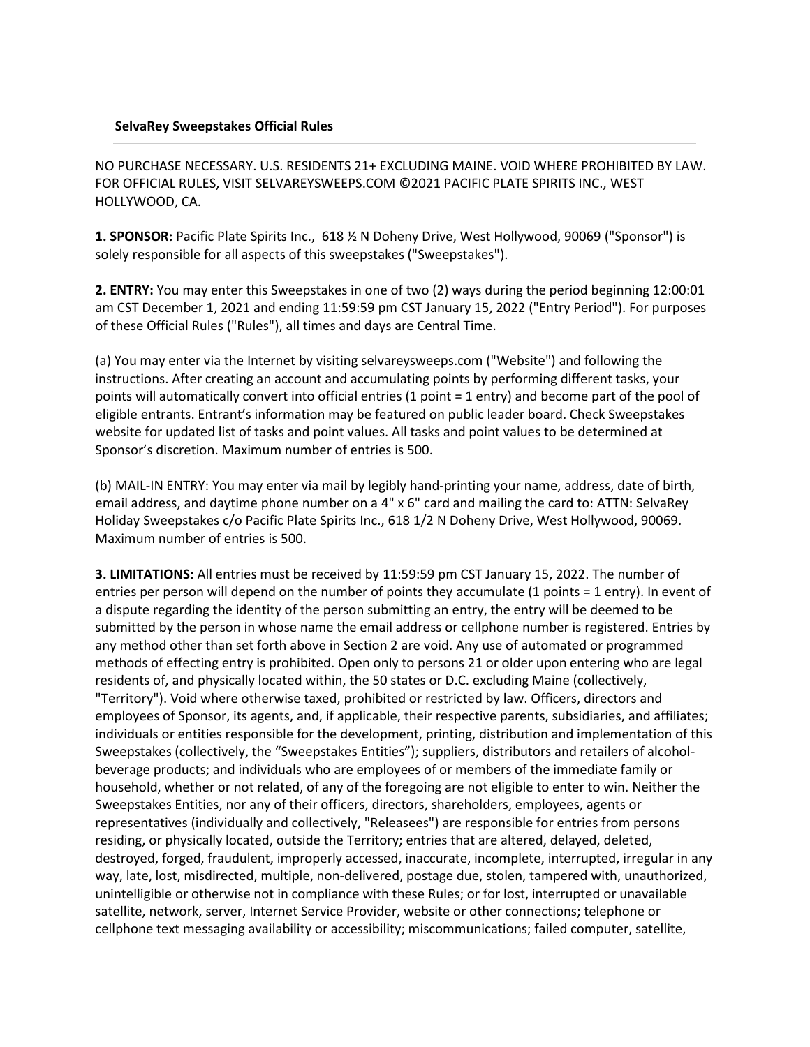**SelvaRey Sweepstakes Official Rules**

NO PURCHASE NECESSARY. U.S. RESIDENTS 21+ EXCLUDING MAINE. VOID WHERE PROHIBITED BY LAW. FOR OFFICIAL RULES, VISIT SELVAREYSWEEPS.COM ©2021 PACIFIC PLATE SPIRITS INC., WEST HOLLYWOOD, CA.

**1. SPONSOR:** Pacific Plate Spirits Inc., 618 ½ N Doheny Drive, West Hollywood, 90069 ("Sponsor") is solely responsible for all aspects of this sweepstakes ("Sweepstakes").

**2. ENTRY:** You may enter this Sweepstakes in one of two (2) ways during the period beginning 12:00:01 am CST December 1, 2021 and ending 11:59:59 pm CST January 15, 2022 ("Entry Period"). For purposes of these Official Rules ("Rules"), all times and days are Central Time.

(a) You may enter via the Internet by visiting selvareysweeps.com ("Website") and following the instructions. After creating an account and accumulating points by performing different tasks, your points will automatically convert into official entries (1 point = 1 entry) and become part of the pool of eligible entrants. Entrant's information may be featured on public leader board. Check Sweepstakes website for updated list of tasks and point values. All tasks and point values to be determined at Sponsor's discretion. Maximum number of entries is 500.

(b) MAIL-IN ENTRY: You may enter via mail by legibly hand-printing your name, address, date of birth, email address, and daytime phone number on a 4" x 6" card and mailing the card to: ATTN: SelvaRey Holiday Sweepstakes c/o Pacific Plate Spirits Inc., 618 1/2 N Doheny Drive, West Hollywood, 90069. Maximum number of entries is 500.

**3. LIMITATIONS:** All entries must be received by 11:59:59 pm CST January 15, 2022. The number of entries per person will depend on the number of points they accumulate (1 points = 1 entry). In event of a dispute regarding the identity of the person submitting an entry, the entry will be deemed to be submitted by the person in whose name the email address or cellphone number is registered. Entries by any method other than set forth above in Section 2 are void. Any use of automated or programmed methods of effecting entry is prohibited. Open only to persons 21 or older upon entering who are legal residents of, and physically located within, the 50 states or D.C. excluding Maine (collectively, "Territory"). Void where otherwise taxed, prohibited or restricted by law. Officers, directors and employees of Sponsor, its agents, and, if applicable, their respective parents, subsidiaries, and affiliates; individuals or entities responsible for the development, printing, distribution and implementation of this Sweepstakes (collectively, the "Sweepstakes Entities"); suppliers, distributors and retailers of alcohol-beverage products; and individuals who are employees of or members of the immediate family or household, whether or not related, of any of the foregoing are not eligible to enter to win. Neither the Sweepstakes Entities, nor any of their officers, directors, shareholders, employees, agents or representatives (individually and collectively, "Releasees") are responsible for entries from persons residing, or physically located, outside the Territory; entries that are altered, delayed, deleted, destroyed, forged, fraudulent, improperly accessed, inaccurate, incomplete, interrupted, irregular in any way, late, lost, misdirected, multiple, non-delivered, postage due, stolen, tampered with, unauthorized, unintelligible or otherwise not in compliance with these Rules; or for lost, interrupted or unavailable satellite, network, server, Internet Service Provider, website or other connections; telephone or cellphone text messaging availability or accessibility; miscommunications; failed computer, satellite,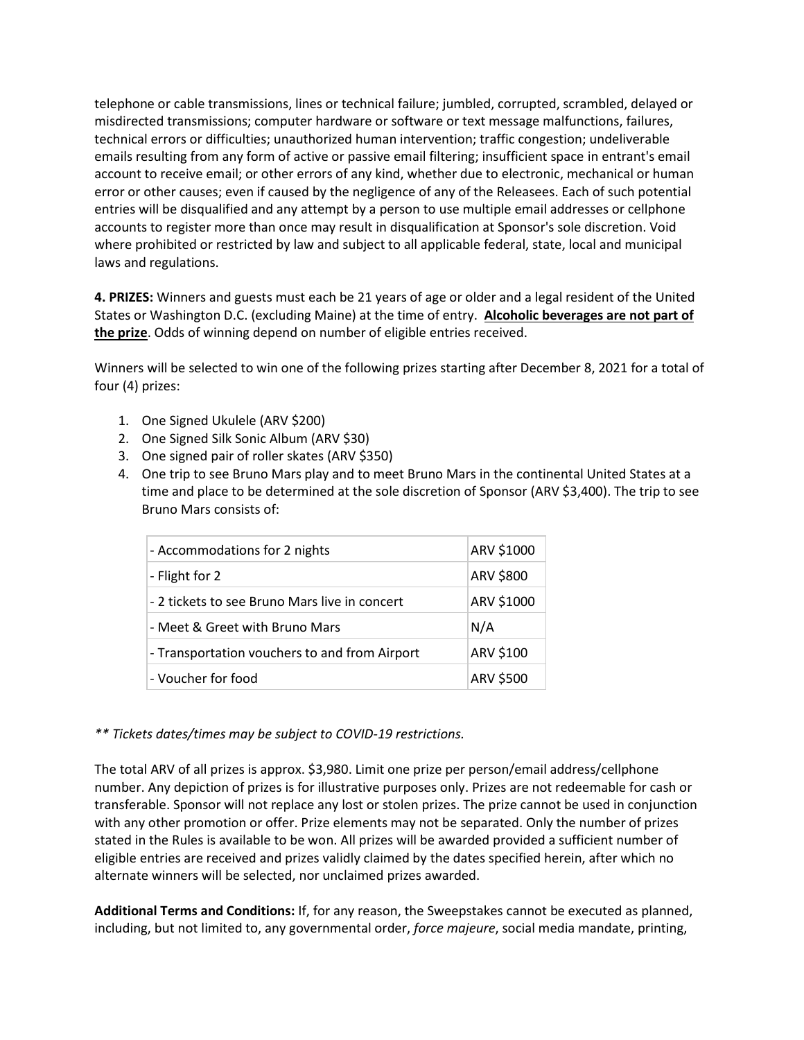telephone or cable transmissions, lines or technical failure; jumbled, corrupted, scrambled, delayed or misdirected transmissions; computer hardware or software or text message malfunctions, failures, technical errors or difficulties; unauthorized human intervention; traffic congestion; undeliverable emails resulting from any form of active or passive email filtering; insufficient space in entrant's email account to receive email; or other errors of any kind, whether due to electronic, mechanical or human error or other causes; even if caused by the negligence of any of the Releasees. Each of such potential entries will be disqualified and any attempt by a person to use multiple email addresses or cellphone accounts to register more than once may result in disqualification at Sponsor's sole discretion. Void where prohibited or restricted by law and subject to all applicable federal, state, local and municipal laws and regulations.

**4. PRIZES:** Winners and guests must each be 21 years of age or older and a legal resident of the United States or Washington D.C. (excluding Maine) at the time of entry. **Alcoholic beverages are not part of the prize**. Odds of winning depend on number of eligible entries received.

Winners will be selected to win one of the following prizes starting after December 8, 2021 for a total of four (4) prizes:

1. One Signed Ukulele (ARV $200)
2. One Signed Silk Sonic Album (ARV $30)
3. One signed pair of roller skates (ARV $350)
4. One trip to see Bruno Mars play and to meet Bruno Mars in the continental United States at a time and place to be determined at the sole discretion of Sponsor (ARV $3,400). The trip to see Bruno Mars consists of:

| | |
|---|---|
| - Accommodations for 2 nights | ARV $1000 |
| - Flight for 2 | ARV $800 |
| - 2 tickets to see Bruno Mars live in concert | ARV $1000 |
| - Meet & Greet with Bruno Mars | N/A |
| - Transportation vouchers to and from Airport | ARV $100 |
| - Voucher for food | ARV $500 |

*\*\* Tickets dates/times may be subject to COVID-19 restrictions.*

The total ARV of all prizes is approx. $3,980. Limit one prize per person/email address/cellphone number. Any depiction of prizes is for illustrative purposes only. Prizes are not redeemable for cash or transferable. Sponsor will not replace any lost or stolen prizes. The prize cannot be used in conjunction with any other promotion or offer. Prize elements may not be separated. Only the number of prizes stated in the Rules is available to be won. All prizes will be awarded provided a sufficient number of eligible entries are received and prizes validly claimed by the dates specified herein, after which no alternate winners will be selected, nor unclaimed prizes awarded.

**Additional Terms and Conditions:** If, for any reason, the Sweepstakes cannot be executed as planned, including, but not limited to, any governmental order, *force majeure*, social media mandate, printing,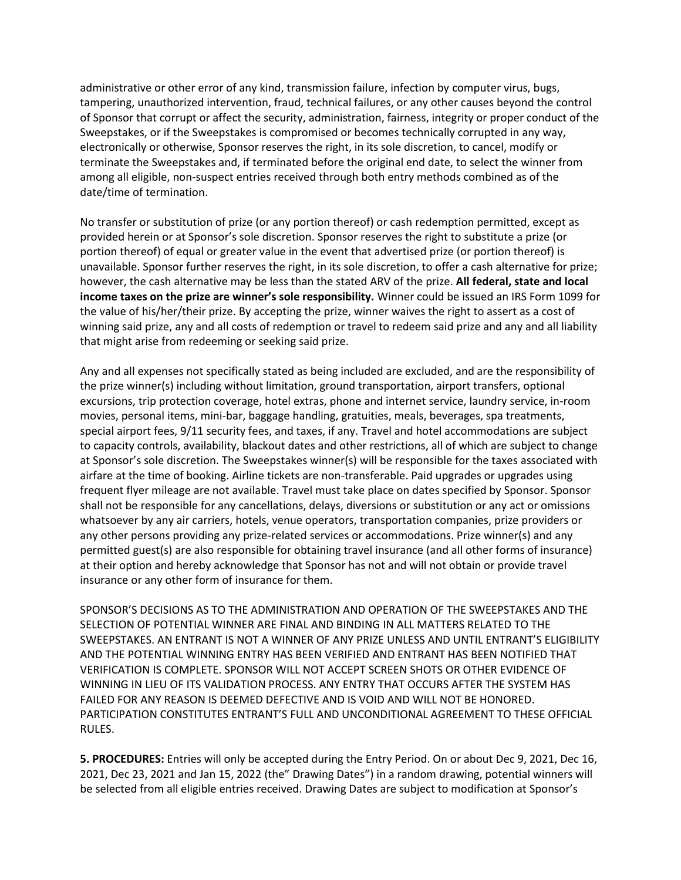administrative or other error of any kind, transmission failure, infection by computer virus, bugs, tampering, unauthorized intervention, fraud, technical failures, or any other causes beyond the control of Sponsor that corrupt or affect the security, administration, fairness, integrity or proper conduct of the Sweepstakes, or if the Sweepstakes is compromised or becomes technically corrupted in any way, electronically or otherwise, Sponsor reserves the right, in its sole discretion, to cancel, modify or terminate the Sweepstakes and, if terminated before the original end date, to select the winner from among all eligible, non-suspect entries received through both entry methods combined as of the date/time of termination.

No transfer or substitution of prize (or any portion thereof) or cash redemption permitted, except as provided herein or at Sponsor's sole discretion. Sponsor reserves the right to substitute a prize (or portion thereof) of equal or greater value in the event that advertised prize (or portion thereof) is unavailable. Sponsor further reserves the right, in its sole discretion, to offer a cash alternative for prize; however, the cash alternative may be less than the stated ARV of the prize. **All federal, state and local income taxes on the prize are winner's sole responsibility.** Winner could be issued an IRS Form 1099 for the value of his/her/their prize. By accepting the prize, winner waives the right to assert as a cost of winning said prize, any and all costs of redemption or travel to redeem said prize and any and all liability that might arise from redeeming or seeking said prize.

Any and all expenses not specifically stated as being included are excluded, and are the responsibility of the prize winner(s) including without limitation, ground transportation, airport transfers, optional excursions, trip protection coverage, hotel extras, phone and internet service, laundry service, in-room movies, personal items, mini-bar, baggage handling, gratuities, meals, beverages, spa treatments, special airport fees, 9/11 security fees, and taxes, if any. Travel and hotel accommodations are subject to capacity controls, availability, blackout dates and other restrictions, all of which are subject to change at Sponsor's sole discretion. The Sweepstakes winner(s) will be responsible for the taxes associated with airfare at the time of booking. Airline tickets are non-transferable. Paid upgrades or upgrades using frequent flyer mileage are not available. Travel must take place on dates specified by Sponsor. Sponsor shall not be responsible for any cancellations, delays, diversions or substitution or any act or omissions whatsoever by any air carriers, hotels, venue operators, transportation companies, prize providers or any other persons providing any prize-related services or accommodations. Prize winner(s) and any permitted guest(s) are also responsible for obtaining travel insurance (and all other forms of insurance) at their option and hereby acknowledge that Sponsor has not and will not obtain or provide travel insurance or any other form of insurance for them.

SPONSOR'S DECISIONS AS TO THE ADMINISTRATION AND OPERATION OF THE SWEEPSTAKES AND THE SELECTION OF POTENTIAL WINNER ARE FINAL AND BINDING IN ALL MATTERS RELATED TO THE SWEEPSTAKES. AN ENTRANT IS NOT A WINNER OF ANY PRIZE UNLESS AND UNTIL ENTRANT'S ELIGIBILITY AND THE POTENTIAL WINNING ENTRY HAS BEEN VERIFIED AND ENTRANT HAS BEEN NOTIFIED THAT VERIFICATION IS COMPLETE. SPONSOR WILL NOT ACCEPT SCREEN SHOTS OR OTHER EVIDENCE OF WINNING IN LIEU OF ITS VALIDATION PROCESS. ANY ENTRY THAT OCCURS AFTER THE SYSTEM HAS FAILED FOR ANY REASON IS DEEMED DEFECTIVE AND IS VOID AND WILL NOT BE HONORED. PARTICIPATION CONSTITUTES ENTRANT'S FULL AND UNCONDITIONAL AGREEMENT TO THESE OFFICIAL RULES.

**5. PROCEDURES:** Entries will only be accepted during the Entry Period. On or about Dec 9, 2021, Dec 16, 2021, Dec 23, 2021 and Jan 15, 2022 (the" Drawing Dates") in a random drawing, potential winners will be selected from all eligible entries received. Drawing Dates are subject to modification at Sponsor's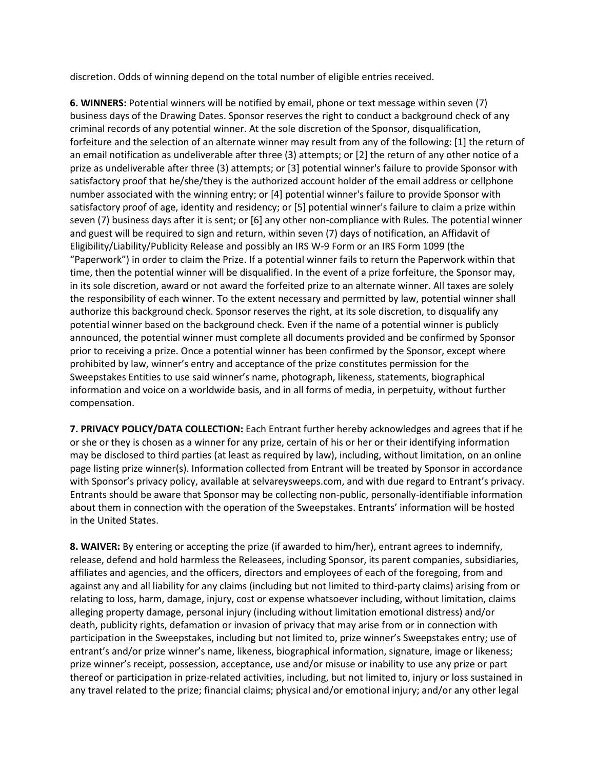discretion. Odds of winning depend on the total number of eligible entries received.

**6. WINNERS:** Potential winners will be notified by email, phone or text message within seven (7) business days of the Drawing Dates. Sponsor reserves the right to conduct a background check of any criminal records of any potential winner. At the sole discretion of the Sponsor, disqualification, forfeiture and the selection of an alternate winner may result from any of the following: [1] the return of an email notification as undeliverable after three (3) attempts; or [2] the return of any other notice of a prize as undeliverable after three (3) attempts; or [3] potential winner's failure to provide Sponsor with satisfactory proof that he/she/they is the authorized account holder of the email address or cellphone number associated with the winning entry; or [4] potential winner's failure to provide Sponsor with satisfactory proof of age, identity and residency; or [5] potential winner's failure to claim a prize within seven (7) business days after it is sent; or [6] any other non-compliance with Rules. The potential winner and guest will be required to sign and return, within seven (7) days of notification, an Affidavit of Eligibility/Liability/Publicity Release and possibly an IRS W-9 Form or an IRS Form 1099 (the "Paperwork") in order to claim the Prize. If a potential winner fails to return the Paperwork within that time, then the potential winner will be disqualified. In the event of a prize forfeiture, the Sponsor may, in its sole discretion, award or not award the forfeited prize to an alternate winner. All taxes are solely the responsibility of each winner. To the extent necessary and permitted by law, potential winner shall authorize this background check. Sponsor reserves the right, at its sole discretion, to disqualify any potential winner based on the background check. Even if the name of a potential winner is publicly announced, the potential winner must complete all documents provided and be confirmed by Sponsor prior to receiving a prize. Once a potential winner has been confirmed by the Sponsor, except where prohibited by law, winner's entry and acceptance of the prize constitutes permission for the Sweepstakes Entities to use said winner's name, photograph, likeness, statements, biographical information and voice on a worldwide basis, and in all forms of media, in perpetuity, without further compensation.

**7. PRIVACY POLICY/DATA COLLECTION:** Each Entrant further hereby acknowledges and agrees that if he or she or they is chosen as a winner for any prize, certain of his or her or their identifying information may be disclosed to third parties (at least as required by law), including, without limitation, on an online page listing prize winner(s). Information collected from Entrant will be treated by Sponsor in accordance with Sponsor's privacy policy, available at selvareysweeps.com, and with due regard to Entrant's privacy. Entrants should be aware that Sponsor may be collecting non-public, personally-identifiable information about them in connection with the operation of the Sweepstakes. Entrants' information will be hosted in the United States.

**8. WAIVER:** By entering or accepting the prize (if awarded to him/her), entrant agrees to indemnify, release, defend and hold harmless the Releasees, including Sponsor, its parent companies, subsidiaries, affiliates and agencies, and the officers, directors and employees of each of the foregoing, from and against any and all liability for any claims (including but not limited to third-party claims) arising from or relating to loss, harm, damage, injury, cost or expense whatsoever including, without limitation, claims alleging property damage, personal injury (including without limitation emotional distress) and/or death, publicity rights, defamation or invasion of privacy that may arise from or in connection with participation in the Sweepstakes, including but not limited to, prize winner's Sweepstakes entry; use of entrant's and/or prize winner's name, likeness, biographical information, signature, image or likeness; prize winner's receipt, possession, acceptance, use and/or misuse or inability to use any prize or part thereof or participation in prize-related activities, including, but not limited to, injury or loss sustained in any travel related to the prize; financial claims; physical and/or emotional injury; and/or any other legal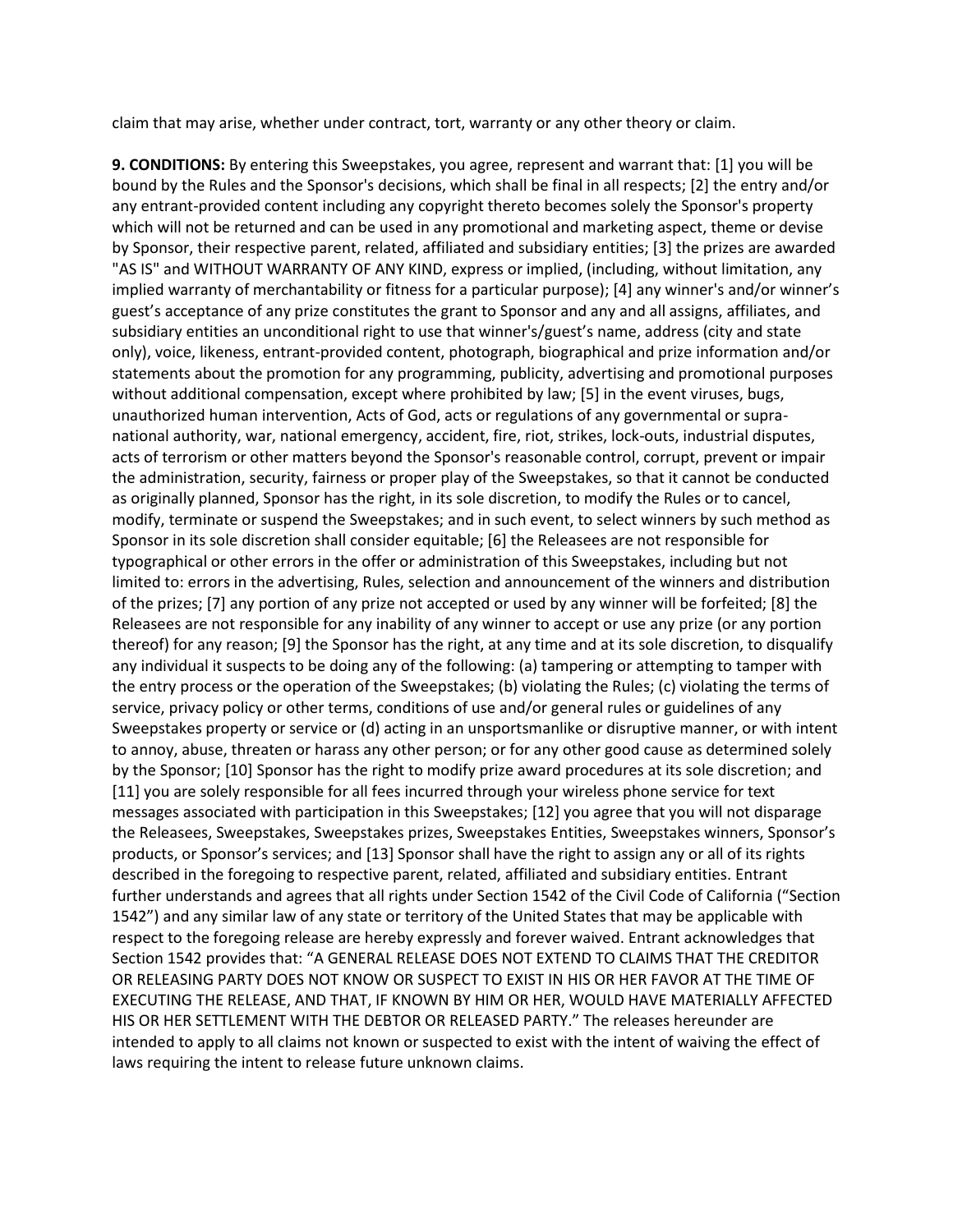claim that may arise, whether under contract, tort, warranty or any other theory or claim.

**9. CONDITIONS:** By entering this Sweepstakes, you agree, represent and warrant that: [1] you will be bound by the Rules and the Sponsor's decisions, which shall be final in all respects; [2] the entry and/or any entrant-provided content including any copyright thereto becomes solely the Sponsor's property which will not be returned and can be used in any promotional and marketing aspect, theme or devise by Sponsor, their respective parent, related, affiliated and subsidiary entities; [3] the prizes are awarded "AS IS" and WITHOUT WARRANTY OF ANY KIND, express or implied, (including, without limitation, any implied warranty of merchantability or fitness for a particular purpose); [4] any winner's and/or winner's guest's acceptance of any prize constitutes the grant to Sponsor and any and all assigns, affiliates, and subsidiary entities an unconditional right to use that winner's/guest's name, address (city and state only), voice, likeness, entrant-provided content, photograph, biographical and prize information and/or statements about the promotion for any programming, publicity, advertising and promotional purposes without additional compensation, except where prohibited by law; [5] in the event viruses, bugs, unauthorized human intervention, Acts of God, acts or regulations of any governmental or supra-national authority, war, national emergency, accident, fire, riot, strikes, lock-outs, industrial disputes, acts of terrorism or other matters beyond the Sponsor's reasonable control, corrupt, prevent or impair the administration, security, fairness or proper play of the Sweepstakes, so that it cannot be conducted as originally planned, Sponsor has the right, in its sole discretion, to modify the Rules or to cancel, modify, terminate or suspend the Sweepstakes; and in such event, to select winners by such method as Sponsor in its sole discretion shall consider equitable; [6] the Releasees are not responsible for typographical or other errors in the offer or administration of this Sweepstakes, including but not limited to: errors in the advertising, Rules, selection and announcement of the winners and distribution of the prizes; [7] any portion of any prize not accepted or used by any winner will be forfeited; [8] the Releasees are not responsible for any inability of any winner to accept or use any prize (or any portion thereof) for any reason; [9] the Sponsor has the right, at any time and at its sole discretion, to disqualify any individual it suspects to be doing any of the following: (a) tampering or attempting to tamper with the entry process or the operation of the Sweepstakes; (b) violating the Rules; (c) violating the terms of service, privacy policy or other terms, conditions of use and/or general rules or guidelines of any Sweepstakes property or service or (d) acting in an unsportsmanlike or disruptive manner, or with intent to annoy, abuse, threaten or harass any other person; or for any other good cause as determined solely by the Sponsor; [10] Sponsor has the right to modify prize award procedures at its sole discretion; and [11] you are solely responsible for all fees incurred through your wireless phone service for text messages associated with participation in this Sweepstakes; [12] you agree that you will not disparage the Releasees, Sweepstakes, Sweepstakes prizes, Sweepstakes Entities, Sweepstakes winners, Sponsor's products, or Sponsor's services; and [13] Sponsor shall have the right to assign any or all of its rights described in the foregoing to respective parent, related, affiliated and subsidiary entities. Entrant further understands and agrees that all rights under Section 1542 of the Civil Code of California ("Section 1542") and any similar law of any state or territory of the United States that may be applicable with respect to the foregoing release are hereby expressly and forever waived. Entrant acknowledges that Section 1542 provides that: "A GENERAL RELEASE DOES NOT EXTEND TO CLAIMS THAT THE CREDITOR OR RELEASING PARTY DOES NOT KNOW OR SUSPECT TO EXIST IN HIS OR HER FAVOR AT THE TIME OF EXECUTING THE RELEASE, AND THAT, IF KNOWN BY HIM OR HER, WOULD HAVE MATERIALLY AFFECTED HIS OR HER SETTLEMENT WITH THE DEBTOR OR RELEASED PARTY." The releases hereunder are intended to apply to all claims not known or suspected to exist with the intent of waiving the effect of laws requiring the intent to release future unknown claims.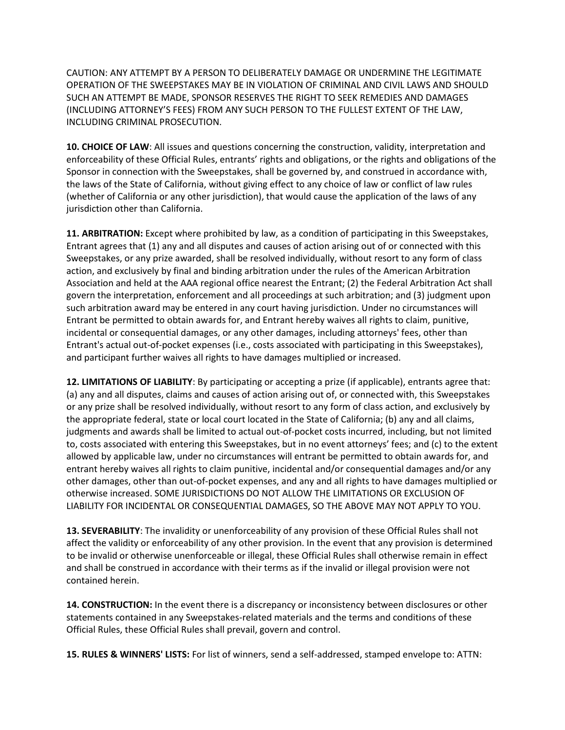CAUTION: ANY ATTEMPT BY A PERSON TO DELIBERATELY DAMAGE OR UNDERMINE THE LEGITIMATE OPERATION OF THE SWEEPSTAKES MAY BE IN VIOLATION OF CRIMINAL AND CIVIL LAWS AND SHOULD SUCH AN ATTEMPT BE MADE, SPONSOR RESERVES THE RIGHT TO SEEK REMEDIES AND DAMAGES (INCLUDING ATTORNEY'S FEES) FROM ANY SUCH PERSON TO THE FULLEST EXTENT OF THE LAW, INCLUDING CRIMINAL PROSECUTION.

**10. CHOICE OF LAW**: All issues and questions concerning the construction, validity, interpretation and enforceability of these Official Rules, entrants' rights and obligations, or the rights and obligations of the Sponsor in connection with the Sweepstakes, shall be governed by, and construed in accordance with, the laws of the State of California, without giving effect to any choice of law or conflict of law rules (whether of California or any other jurisdiction), that would cause the application of the laws of any jurisdiction other than California.

**11. ARBITRATION:** Except where prohibited by law, as a condition of participating in this Sweepstakes, Entrant agrees that (1) any and all disputes and causes of action arising out of or connected with this Sweepstakes, or any prize awarded, shall be resolved individually, without resort to any form of class action, and exclusively by final and binding arbitration under the rules of the American Arbitration Association and held at the AAA regional office nearest the Entrant; (2) the Federal Arbitration Act shall govern the interpretation, enforcement and all proceedings at such arbitration; and (3) judgment upon such arbitration award may be entered in any court having jurisdiction. Under no circumstances will Entrant be permitted to obtain awards for, and Entrant hereby waives all rights to claim, punitive, incidental or consequential damages, or any other damages, including attorneys' fees, other than Entrant's actual out-of-pocket expenses (i.e., costs associated with participating in this Sweepstakes), and participant further waives all rights to have damages multiplied or increased.

**12. LIMITATIONS OF LIABILITY**: By participating or accepting a prize (if applicable), entrants agree that: (a) any and all disputes, claims and causes of action arising out of, or connected with, this Sweepstakes or any prize shall be resolved individually, without resort to any form of class action, and exclusively by the appropriate federal, state or local court located in the State of California; (b) any and all claims, judgments and awards shall be limited to actual out-of-pocket costs incurred, including, but not limited to, costs associated with entering this Sweepstakes, but in no event attorneys' fees; and (c) to the extent allowed by applicable law, under no circumstances will entrant be permitted to obtain awards for, and entrant hereby waives all rights to claim punitive, incidental and/or consequential damages and/or any other damages, other than out-of-pocket expenses, and any and all rights to have damages multiplied or otherwise increased. SOME JURISDICTIONS DO NOT ALLOW THE LIMITATIONS OR EXCLUSION OF LIABILITY FOR INCIDENTAL OR CONSEQUENTIAL DAMAGES, SO THE ABOVE MAY NOT APPLY TO YOU.

**13. SEVERABILITY**: The invalidity or unenforceability of any provision of these Official Rules shall not affect the validity or enforceability of any other provision. In the event that any provision is determined to be invalid or otherwise unenforceable or illegal, these Official Rules shall otherwise remain in effect and shall be construed in accordance with their terms as if the invalid or illegal provision were not contained herein.

**14. CONSTRUCTION:** In the event there is a discrepancy or inconsistency between disclosures or other statements contained in any Sweepstakes-related materials and the terms and conditions of these Official Rules, these Official Rules shall prevail, govern and control.

**15. RULES & WINNERS' LISTS:** For list of winners, send a self-addressed, stamped envelope to: ATTN: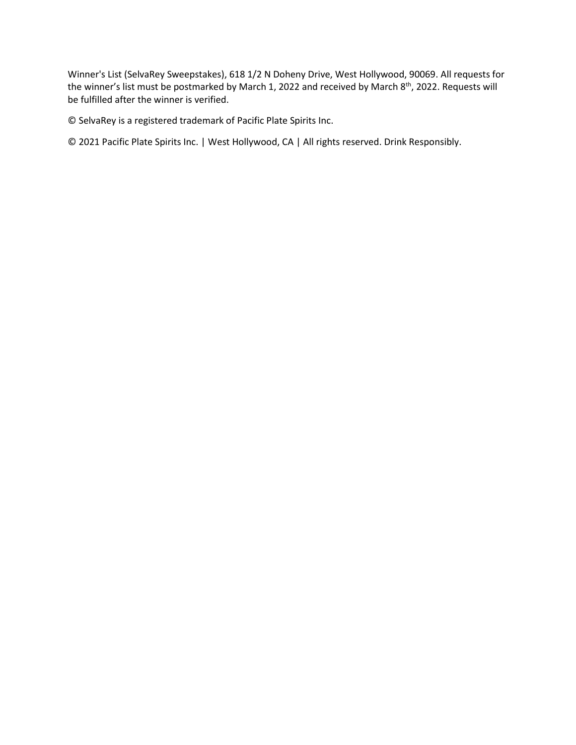Winner's List (SelvaRey Sweepstakes), 618 1/2 N Doheny Drive, West Hollywood, 90069. All requests for the winner's list must be postmarked by March 1, 2022 and received by March 8th, 2022. Requests will be fulfilled after the winner is verified.

© SelvaRey is a registered trademark of Pacific Plate Spirits Inc.

© 2021 Pacific Plate Spirits Inc. | West Hollywood, CA | All rights reserved. Drink Responsibly.